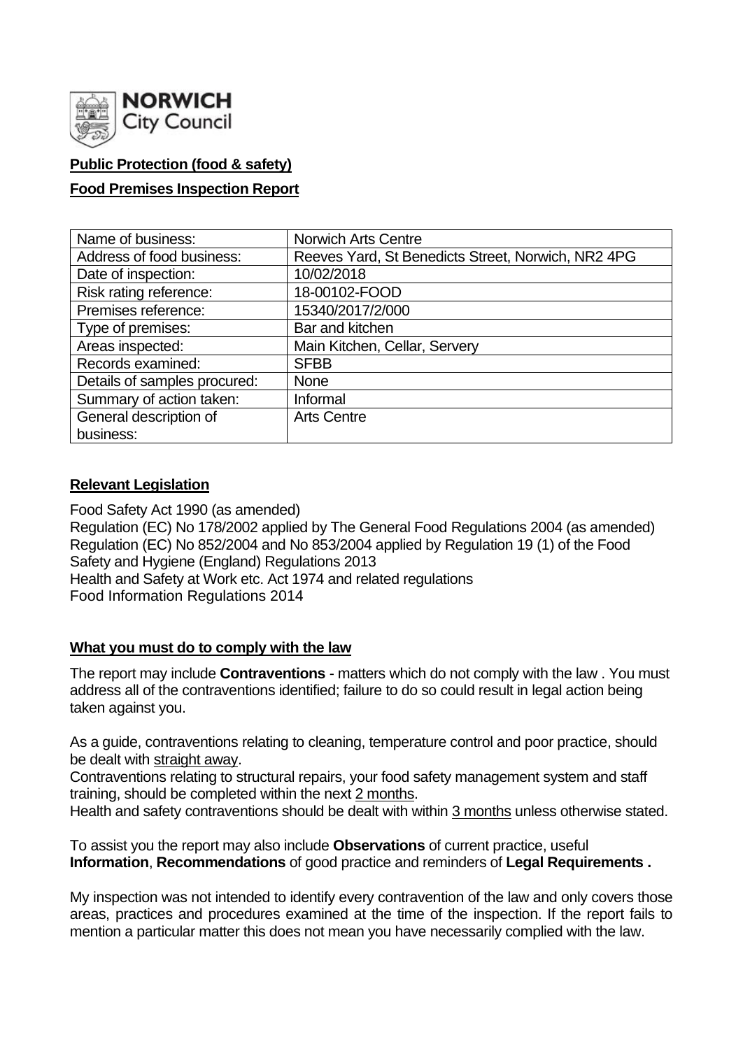**NORWICH** City Council

**Public Protection (food & safety)**

**Food Premises Inspection Report**

| Name of business: | Norwich Arts Centre |
| --- | --- |
| Address of food business: | Reeves Yard, St Benedicts Street, Norwich, NR2 4PG |
| Date of inspection: | 10/02/2018 |
| Risk rating reference: | 18-00102-FOOD |
| Premises reference: | 15340/2017/2/000 |
| Type of premises: | Bar and kitchen |
| Areas inspected: | Main Kitchen, Cellar, Servery |
| Records examined: | SFBB |
| Details of samples procured: | None |
| Summary of action taken: | Informal |
| General description of business: | Arts Centre |

**Relevant Legislation**

Food Safety Act 1990 (as amended)
Regulation (EC) No 178/2002 applied by The General Food Regulations 2004 (as amended)
Regulation (EC) No 852/2004 and No 853/2004 applied by Regulation 19 (1) of the Food Safety and Hygiene (England) Regulations 2013
Health and Safety at Work etc. Act 1974 and related regulations
Food Information Regulations 2014

**What you must do to comply with the law**

The report may include **Contraventions** - matters which do not comply with the law . You must address all of the contraventions identified; failure to do so could result in legal action being taken against you.

As a guide, contraventions relating to cleaning, temperature control and poor practice, should be dealt with straight away.
Contraventions relating to structural repairs, your food safety management system and staff training, should be completed within the next 2 months.
Health and safety contraventions should be dealt with within 3 months unless otherwise stated.

To assist you the report may also include **Observations** of current practice, useful **Information**, **Recommendations** of good practice and reminders of **Legal Requirements .**

My inspection was not intended to identify every contravention of the law and only covers those areas, practices and procedures examined at the time of the inspection. If the report fails to mention a particular matter this does not mean you have necessarily complied with the law.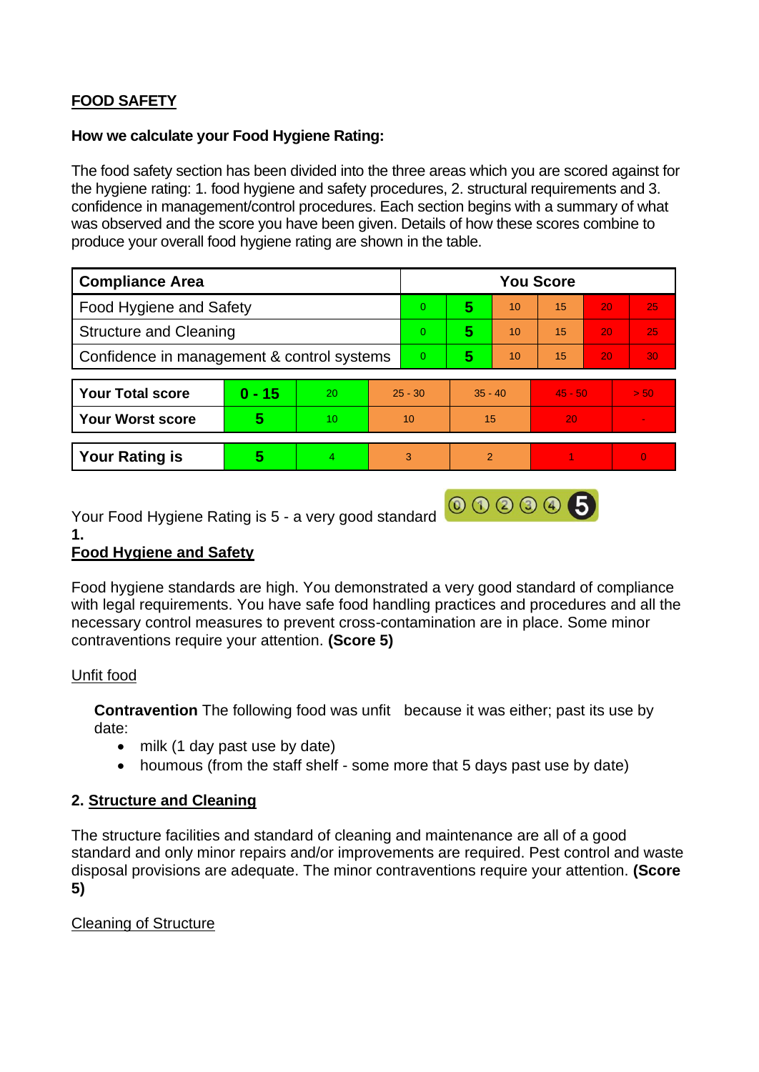**FOOD SAFETY**

**How we calculate your Food Hygiene Rating:**

The food safety section has been divided into the three areas which you are scored against for the hygiene rating: 1. food hygiene and safety procedures, 2. structural requirements and 3. confidence in management/control procedures. Each section begins with a summary of what was observed and the score you have been given. Details of how these scores combine to produce your overall food hygiene rating are shown in the table.

| Compliance Area | You Score | | | | | |
|---|---|---|---|---|---|---|
| Food Hygiene and Safety | 0 | **5** | 10 | 15 | 20 | 25 |
| Structure and Cleaning | 0 | **5** | 10 | 15 | 20 | 25 |
| Confidence in management & control systems | 0 | **5** | 10 | 15 | 20 | 30 |

| | | | | | | |
|---|---|---|---|---|---|---|
| **Your Total score** | **0 - 15** | 20 | 25 - 30 | 35 - 40 | 45 - 50 | > 50 |
| **Your Worst score** | **5** | 10 | 10 | 15 | 20 | - |
| **Your Rating is** | **5** | 4 | 3 | 2 | 1 | 0 |

Your Food Hygiene Rating is 5 - a very good standard

## 1. Food Hygiene and Safety

Food hygiene standards are high. You demonstrated a very good standard of compliance with legal requirements. You have safe food handling practices and procedures and all the necessary control measures to prevent cross-contamination are in place. Some minor contraventions require your attention. **(Score 5)**

Unfit food

**Contravention** The following food was unfit because it was either; past its use by date:

- milk (1 day past use by date)
- houmous (from the staff shelf - some more that 5 days past use by date)

## 2. Structure and Cleaning

The structure facilities and standard of cleaning and maintenance are all of a good standard and only minor repairs and/or improvements are required. Pest control and waste disposal provisions are adequate. The minor contraventions require your attention. **(Score 5)**

Cleaning of Structure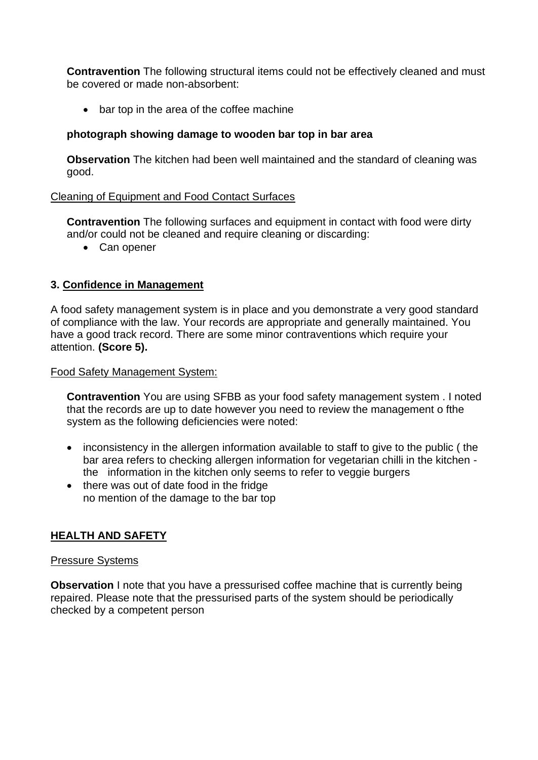**Contravention** The following structural items could not be effectively cleaned and must be covered or made non-absorbent:

- bar top in the area of the coffee machine

**photograph showing damage to wooden bar top in bar area**

**Observation** The kitchen had been well maintained and the standard of cleaning was good.

Cleaning of Equipment and Food Contact Surfaces

**Contravention** The following surfaces and equipment in contact with food were dirty and/or could not be cleaned and require cleaning or discarding:

- Can opener

**3. Confidence in Management**

A food safety management system is in place and you demonstrate a very good standard of compliance with the law. Your records are appropriate and generally maintained. You have a good track record. There are some minor contraventions which require your attention. **(Score 5).**

Food Safety Management System:

**Contravention** You are using SFBB as your food safety management system . I noted that the records are up to date however you need to review the management o fthe system as the following deficiencies were noted:

- inconsistency in the allergen information available to staff to give to the public ( the bar area refers to checking allergen information for vegetarian chilli in the kitchen - the information in the kitchen only seems to refer to veggie burgers
- there was out of date food in the fridge
  no mention of the damage to the bar top

**HEALTH AND SAFETY**

Pressure Systems

**Observation** I note that you have a pressurised coffee machine that is currently being repaired. Please note that the pressurised parts of the system should be periodically checked by a competent person